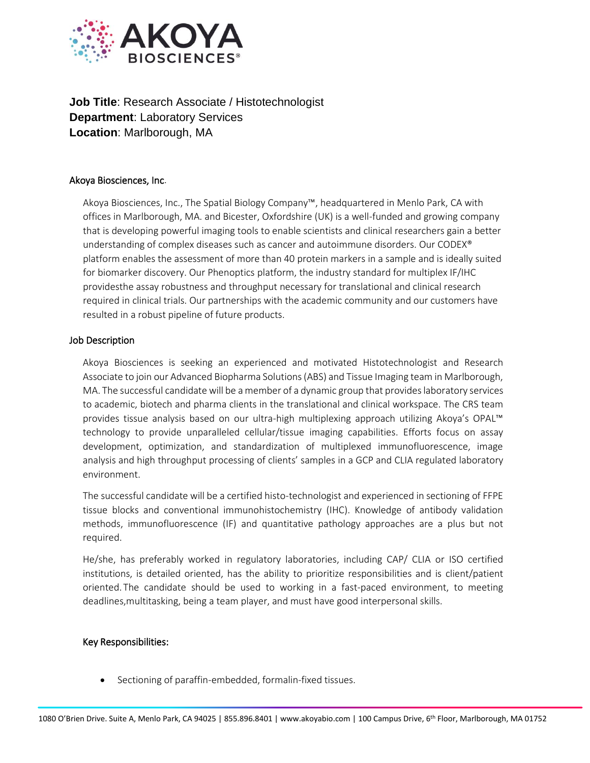**Job Title**: Research Associate / Histotechnologist
**Department**: Laboratory Services
**Location**: Marlborough, MA

## Akoya Biosciences, Inc.

Akoya Biosciences, Inc., The Spatial Biology Company™, headquartered in Menlo Park, CA with offices in Marlborough, MA. and Bicester, Oxfordshire (UK) is a well-funded and growing company that is developing powerful imaging tools to enable scientists and clinical researchers gain a better understanding of complex diseases such as cancer and autoimmune disorders. Our CODEX® platform enables the assessment of more than 40 protein markers in a sample and is ideally suited for biomarker discovery. Our Phenoptics platform, the industry standard for multiplex IF/IHC providesthe assay robustness and throughput necessary for translational and clinical research required in clinical trials. Our partnerships with the academic community and our customers have resulted in a robust pipeline of future products.

## Job Description

Akoya Biosciences is seeking an experienced and motivated Histotechnologist and Research Associate to join our Advanced Biopharma Solutions (ABS) and Tissue Imaging team in Marlborough, MA. The successful candidate will be a member of a dynamic group that provides laboratory services to academic, biotech and pharma clients in the translational and clinical workspace. The CRS team provides tissue analysis based on our ultra-high multiplexing approach utilizing Akoya's OPAL™ technology to provide unparalleled cellular/tissue imaging capabilities. Efforts focus on assay development, optimization, and standardization of multiplexed immunofluorescence, image analysis and high throughput processing of clients' samples in a GCP and CLIA regulated laboratory environment.

The successful candidate will be a certified histo-technologist and experienced in sectioning of FFPE tissue blocks and conventional immunohistochemistry (IHC). Knowledge of antibody validation methods, immunofluorescence (IF) and quantitative pathology approaches are a plus but not required.

He/she, has preferably worked in regulatory laboratories, including CAP/ CLIA or ISO certified institutions, is detailed oriented, has the ability to prioritize responsibilities and is client/patient oriented. The candidate should be used to working in a fast-paced environment, to meeting deadlines,multitasking, being a team player, and must have good interpersonal skills.

### Key Responsibilities:

- Sectioning of paraffin-embedded, formalin-fixed tissues.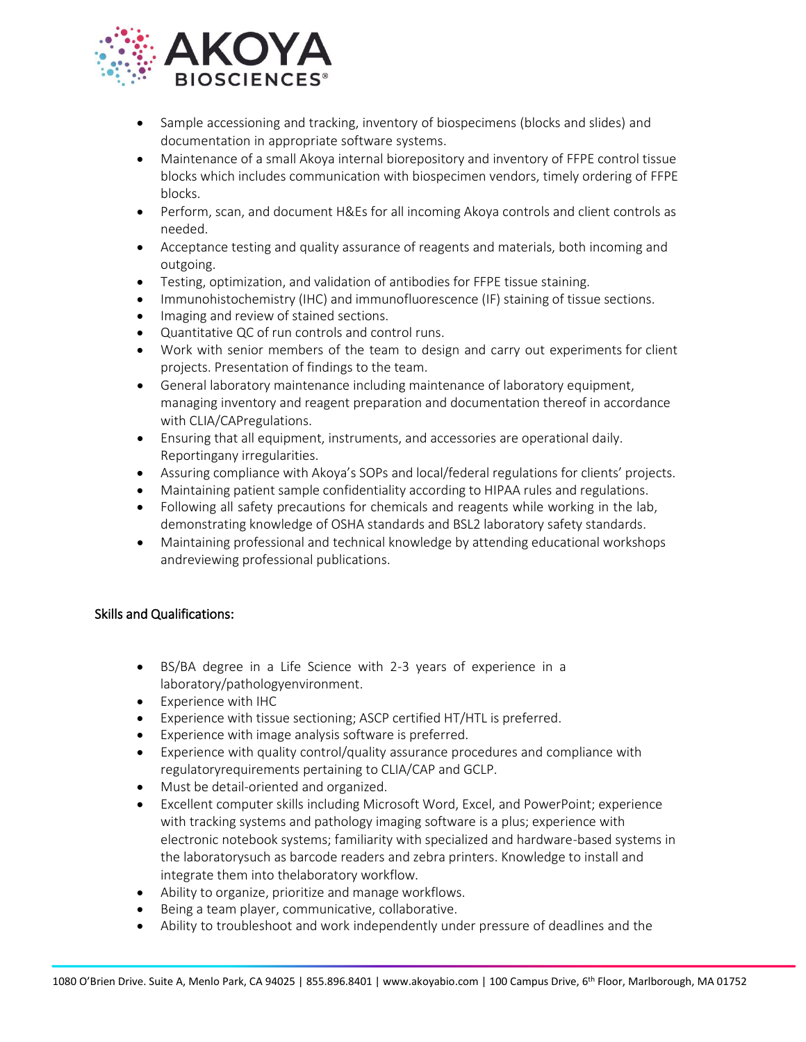- Sample accessioning and tracking, inventory of biospecimens (blocks and slides) and documentation in appropriate software systems.
- Maintenance of a small Akoya internal biorepository and inventory of FFPE control tissue blocks which includes communication with biospecimen vendors, timely ordering of FFPE blocks.
- Perform, scan, and document H&Es for all incoming Akoya controls and client controls as needed.
- Acceptance testing and quality assurance of reagents and materials, both incoming and outgoing.
- Testing, optimization, and validation of antibodies for FFPE tissue staining.
- Immunohistochemistry (IHC) and immunofluorescence (IF) staining of tissue sections.
- Imaging and review of stained sections.
- Quantitative QC of run controls and control runs.
- Work with senior members of the team to design and carry out experiments for client projects. Presentation of findings to the team.
- General laboratory maintenance including maintenance of laboratory equipment, managing inventory and reagent preparation and documentation thereof in accordance with CLIA/CAPregulations.
- Ensuring that all equipment, instruments, and accessories are operational daily. Reportingany irregularities.
- Assuring compliance with Akoya's SOPs and local/federal regulations for clients' projects.
- Maintaining patient sample confidentiality according to HIPAA rules and regulations.
- Following all safety precautions for chemicals and reagents while working in the lab, demonstrating knowledge of OSHA standards and BSL2 laboratory safety standards.
- Maintaining professional and technical knowledge by attending educational workshops andreviewing professional publications.

## Skills and Qualifications:

- BS/BA degree in a Life Science with 2-3 years of experience in a laboratory/pathologyenvironment.
- Experience with IHC
- Experience with tissue sectioning; ASCP certified HT/HTL is preferred.
- Experience with image analysis software is preferred.
- Experience with quality control/quality assurance procedures and compliance with regulatoryrequirements pertaining to CLIA/CAP and GCLP.
- Must be detail-oriented and organized.
- Excellent computer skills including Microsoft Word, Excel, and PowerPoint; experience with tracking systems and pathology imaging software is a plus; experience with electronic notebook systems; familiarity with specialized and hardware-based systems in the laboratorysuch as barcode readers and zebra printers. Knowledge to install and integrate them into thelaboratory workflow.
- Ability to organize, prioritize and manage workflows.
- Being a team player, communicative, collaborative.
- Ability to troubleshoot and work independently under pressure of deadlines and the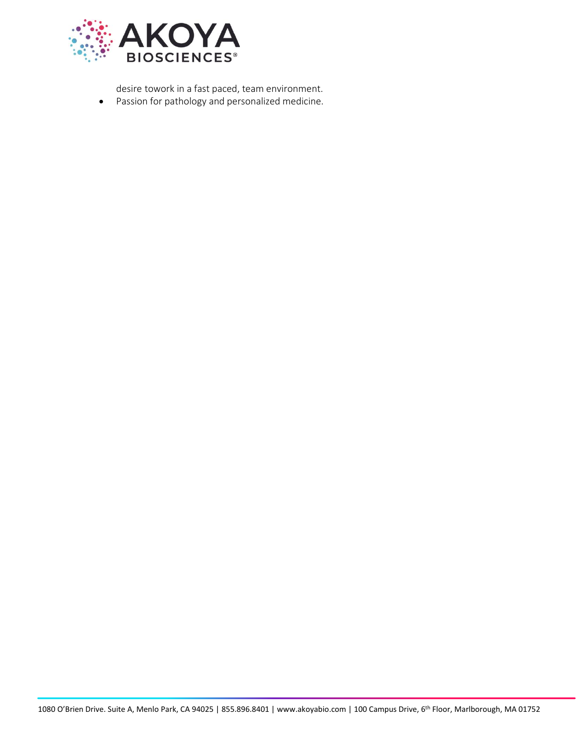desire towork in a fast paced, team environment.

- Passion for pathology and personalized medicine.